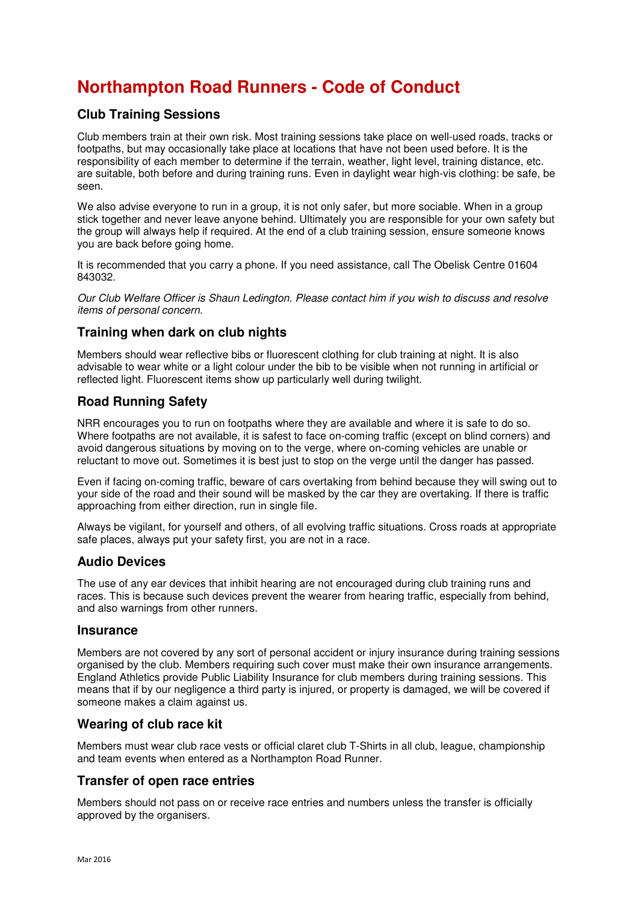# Northampton Road Runners - Code of Conduct

## Club Training Sessions

Club members train at their own risk. Most training sessions take place on well-used roads, tracks or footpaths, but may occasionally take place at locations that have not been used before. It is the responsibility of each member to determine if the terrain, weather, light level, training distance, etc. are suitable, both before and during training runs. Even in daylight wear high-vis clothing: be safe, be seen.

We also advise everyone to run in a group, it is not only safer, but more sociable. When in a group stick together and never leave anyone behind. Ultimately you are responsible for your own safety but the group will always help if required. At the end of a club training session, ensure someone knows you are back before going home.

It is recommended that you carry a phone. If you need assistance, call The Obelisk Centre 01604 843032.

*Our Club Welfare Officer is Shaun Ledington. Please contact him if you wish to discuss and resolve items of personal concern.*

## Training when dark on club nights

Members should wear reflective bibs or fluorescent clothing for club training at night. It is also advisable to wear white or a light colour under the bib to be visible when not running in artificial or reflected light. Fluorescent items show up particularly well during twilight.

## Road Running Safety

NRR encourages you to run on footpaths where they are available and where it is safe to do so. Where footpaths are not available, it is safest to face on-coming traffic (except on blind corners) and avoid dangerous situations by moving on to the verge, where on-coming vehicles are unable or reluctant to move out. Sometimes it is best just to stop on the verge until the danger has passed.

Even if facing on-coming traffic, beware of cars overtaking from behind because they will swing out to your side of the road and their sound will be masked by the car they are overtaking. If there is traffic approaching from either direction, run in single file.

Always be vigilant, for yourself and others, of all evolving traffic situations. Cross roads at appropriate safe places, always put your safety first, you are not in a race.

## Audio Devices

The use of any ear devices that inhibit hearing are not encouraged during club training runs and races. This is because such devices prevent the wearer from hearing traffic, especially from behind, and also warnings from other runners.

## Insurance

Members are not covered by any sort of personal accident or injury insurance during training sessions organised by the club. Members requiring such cover must make their own insurance arrangements. England Athletics provide Public Liability Insurance for club members during training sessions. This means that if by our negligence a third party is injured, or property is damaged, we will be covered if someone makes a claim against us.

## Wearing of club race kit

Members must wear club race vests or official claret club T-Shirts in all club, league, championship and team events when entered as a Northampton Road Runner.

## Transfer of open race entries

Members should not pass on or receive race entries and numbers unless the transfer is officially approved by the organisers.

Mar 2016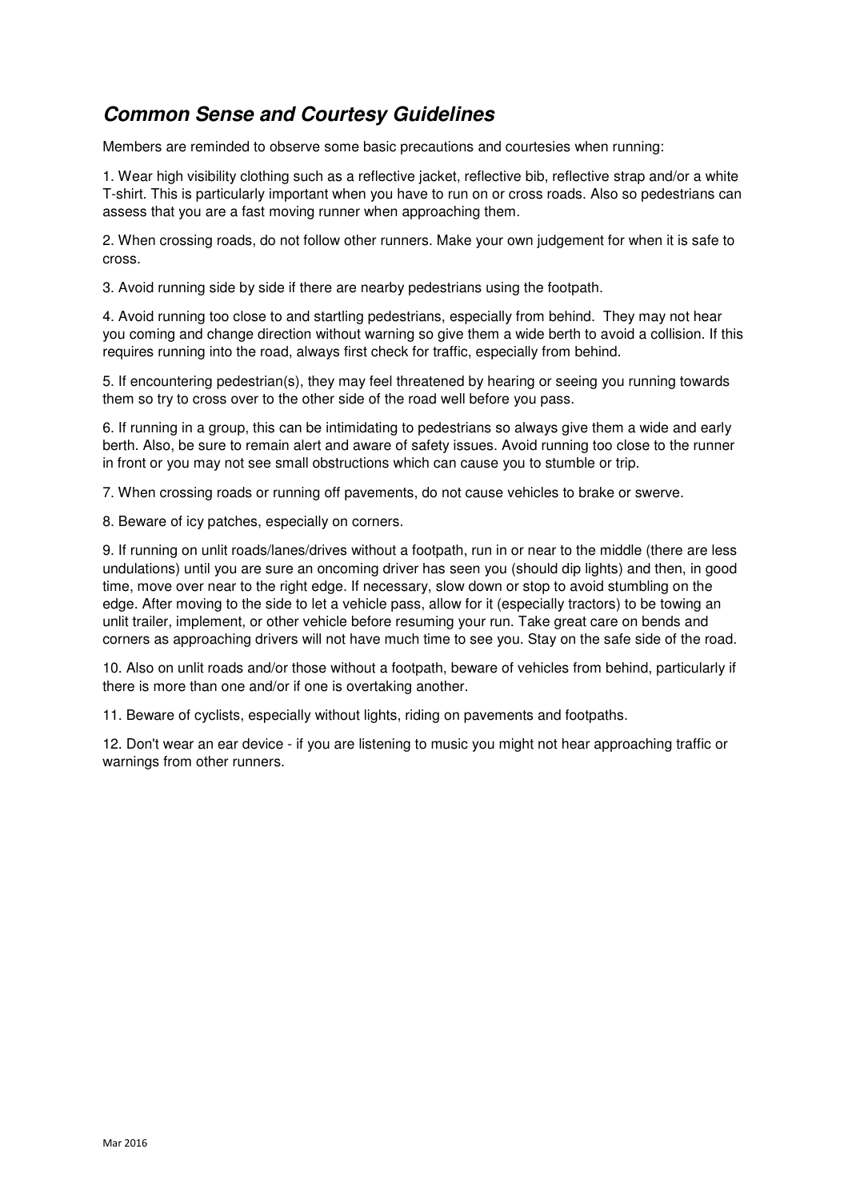## ***Common Sense and Courtesy Guidelines***

Members are reminded to observe some basic precautions and courtesies when running:

1. Wear high visibility clothing such as a reflective jacket, reflective bib, reflective strap and/or a white T-shirt. This is particularly important when you have to run on or cross roads. Also so pedestrians can assess that you are a fast moving runner when approaching them.

2. When crossing roads, do not follow other runners. Make your own judgement for when it is safe to cross.

3. Avoid running side by side if there are nearby pedestrians using the footpath.

4. Avoid running too close to and startling pedestrians, especially from behind. They may not hear you coming and change direction without warning so give them a wide berth to avoid a collision. If this requires running into the road, always first check for traffic, especially from behind.

5. If encountering pedestrian(s), they may feel threatened by hearing or seeing you running towards them so try to cross over to the other side of the road well before you pass.

6. If running in a group, this can be intimidating to pedestrians so always give them a wide and early berth. Also, be sure to remain alert and aware of safety issues. Avoid running too close to the runner in front or you may not see small obstructions which can cause you to stumble or trip.

7. When crossing roads or running off pavements, do not cause vehicles to brake or swerve.

8. Beware of icy patches, especially on corners.

9. If running on unlit roads/lanes/drives without a footpath, run in or near to the middle (there are less undulations) until you are sure an oncoming driver has seen you (should dip lights) and then, in good time, move over near to the right edge. If necessary, slow down or stop to avoid stumbling on the edge. After moving to the side to let a vehicle pass, allow for it (especially tractors) to be towing an unlit trailer, implement, or other vehicle before resuming your run. Take great care on bends and corners as approaching drivers will not have much time to see you. Stay on the safe side of the road.

10. Also on unlit roads and/or those without a footpath, beware of vehicles from behind, particularly if there is more than one and/or if one is overtaking another.

11. Beware of cyclists, especially without lights, riding on pavements and footpaths.

12. Don't wear an ear device - if you are listening to music you might not hear approaching traffic or warnings from other runners.

Mar 2016